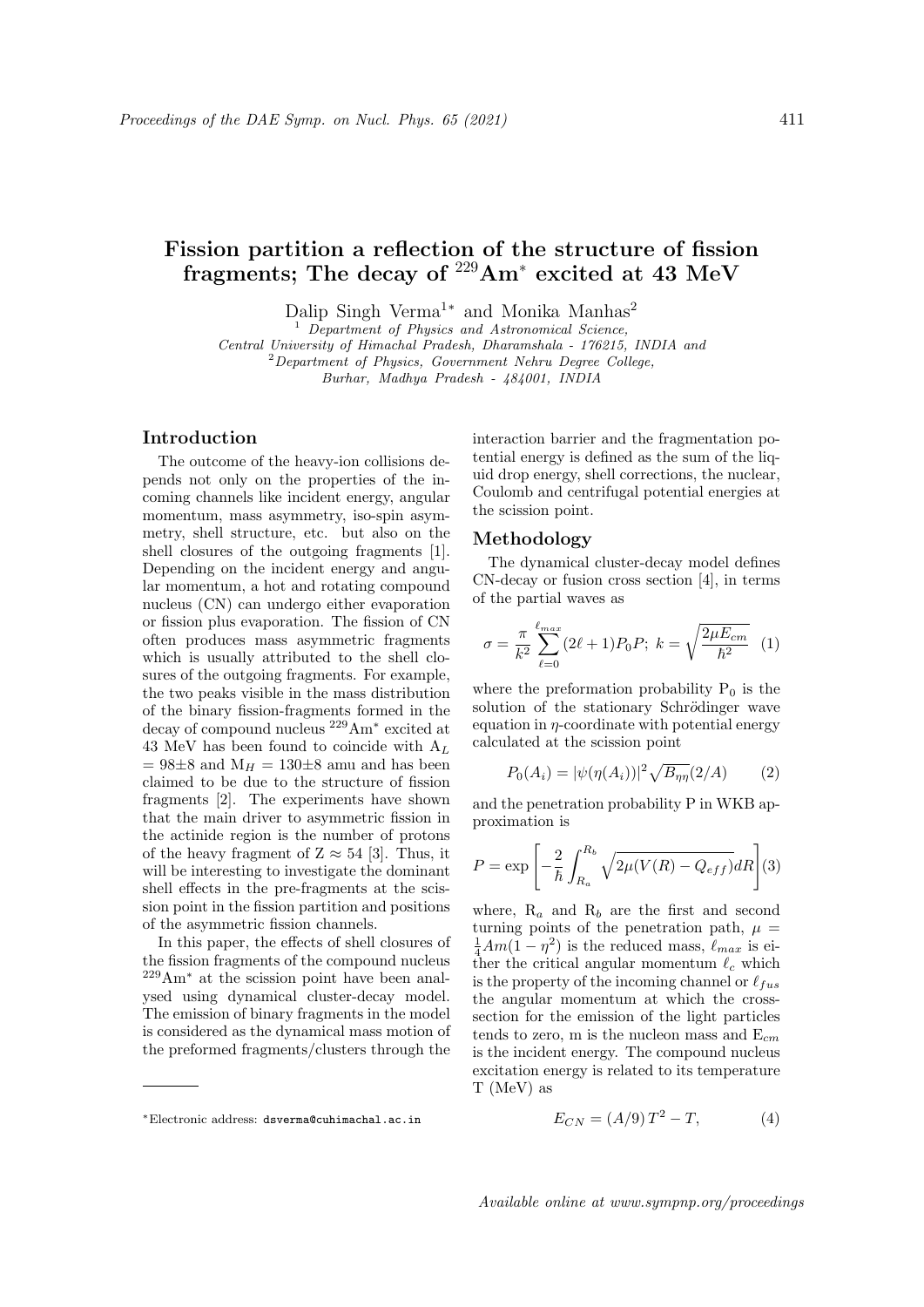# Fission partition a reflection of the structure of fission fragments; The decay of $^{229}$Am$^*$ excited at 43 MeV

Dalip Singh Verma[1]* and Monika Manhas[2]

[1] *Department of Physics and Astronomical Science, Central University of Himachal Pradesh, Dharamshala - 176215, INDIA and*
[2] *Department of Physics, Government Nehru Degree College, Burhar, Madhya Pradesh - 484001, INDIA*

## Introduction

The outcome of the heavy-ion collisions depends not only on the properties of the incoming channels like incident energy, angular momentum, mass asymmetry, iso-spin asymmetry, shell structure, etc. but also on the shell closures of the outgoing fragments [1]. Depending on the incident energy and angular momentum, a hot and rotating compound nucleus (CN) can undergo either evaporation or fission plus evaporation. The fission of CN often produces mass asymmetric fragments which is usually attributed to the shell closures of the outgoing fragments. For example, the two peaks visible in the mass distribution of the binary fission-fragments formed in the decay of compound nucleus $^{229}$Am$^*$ excited at 43 MeV has been found to coincide with $A_L$ = 98±8 and $M_H$ = 130±8 amu and has been claimed to be due to the structure of fission fragments [2]. The experiments have shown that the main driver to asymmetric fission in the actinide region is the number of protons of the heavy fragment of Z ≈ 54 [3]. Thus, it will be interesting to investigate the dominant shell effects in the pre-fragments at the scission point in the fission partition and positions of the asymmetric fission channels.

In this paper, the effects of shell closures of the fission fragments of the compound nucleus $^{229}$Am$^*$ at the scission point have been analysed using dynamical cluster-decay model. The emission of binary fragments in the model is considered as the dynamical mass motion of the preformed fragments/clusters through the interaction barrier and the fragmentation potential energy is defined as the sum of the liquid drop energy, shell corrections, the nuclear, Coulomb and centrifugal potential energies at the scission point.

## Methodology

The dynamical cluster-decay model defines CN-decay or fusion cross section [4], in terms of the partial waves as

$$\sigma = \frac{\pi}{k^2}\sum_{\ell=0}^{\ell_{max}}(2\ell+1)P_0P;\ k=\sqrt{\frac{2\mu E_{cm}}{\hbar^2}} \quad (1)$$

where the preformation probability $P_0$ is the solution of the stationary Schrödinger wave equation in $\eta$-coordinate with potential energy calculated at the scission point

$$P_0(A_i) = |\psi(\eta(A_i))|^2\sqrt{B_{\eta\eta}}(2/A) \qquad (2)$$

and the penetration probability P in WKB approximation is

$$P = \exp\left[-\frac{2}{\hbar}\int_{R_a}^{R_b}\sqrt{2\mu(V(R)-Q_{eff})}dR\right] \quad (3)$$

where, $R_a$ and $R_b$ are the first and second turning points of the penetration path, $\mu = \frac{1}{4}Am(1-\eta^2)$ is the reduced mass, $\ell_{max}$ is either the critical angular momentum $\ell_c$ which is the property of the incoming channel or $\ell_{fus}$ the angular momentum at which the cross-section for the emission of the light particles tends to zero, m is the nucleon mass and $E_{cm}$ is the incident energy. The compound nucleus excitation energy is related to its temperature T (MeV) as

$$E_{CN} = (A/9)\,T^2 - T, \qquad (4)$$

*Electronic address: dsverma@cuhimachal.ac.in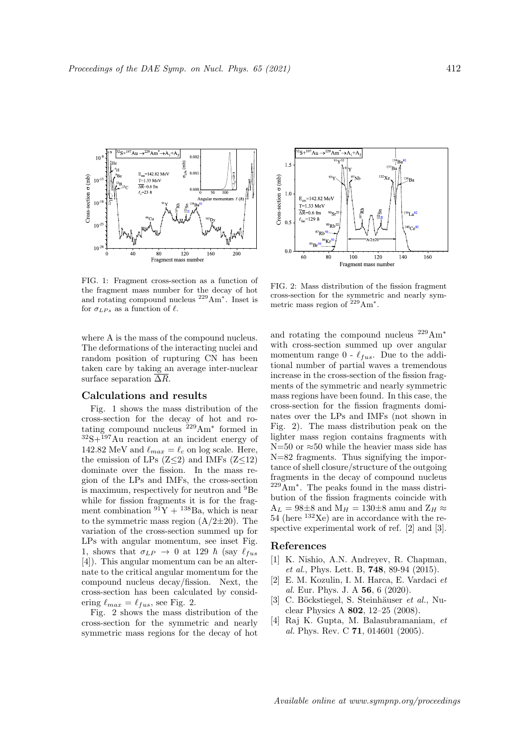FIG. 1: Fragment cross-section as a function of the fragment mass number for the decay of hot and rotating compound nucleus $^{229}$Am$^*$. Inset is for $\sigma_{LPs}$ as a function of $\ell$.

FIG. 2: Mass distribution of the fission fragment cross-section for the symmetric and nearly symmetric mass region of $^{229}$Am$^*$.

where A is the mass of the compound nucleus. The deformations of the interacting nuclei and random position of rupturing CN has been taken care by taking an average inter-nuclear surface separation $\overline{\Delta R}$.

## Calculations and results

Fig. 1 shows the mass distribution of the cross-section for the decay of hot and rotating compound nucleus $^{229}$Am$^*$ formed in $^{32}$S+$^{197}$Au reaction at an incident energy of 142.82 MeV and $\ell_{max} = \ell_c$ on log scale. Here, the emission of LPs (Z≤2) and IMFs (Z≤12) dominate over the fission. In the mass region of the LPs and IMFs, the cross-section is maximum, respectively for neutron and $^9$Be while for fission fragments it is for the fragment combination $^{91}$Y + $^{138}$Ba, which is near to the symmetric mass region (A/2±20). The variation of the cross-section summed up for LPs with angular momentum, see inset Fig. 1, shows that $\sigma_{LP} \rightarrow 0$ at 129 $\hbar$ (say $\ell_{fus}$ [4]). This angular momentum can be an alternate to the critical angular momentum for the compound nucleus decay/fission. Next, the cross-section has been calculated by considering $\ell_{max} = \ell_{fus}$, see Fig. 2.

Fig. 2 shows the mass distribution of the cross-section for the symmetric and nearly symmetric mass regions for the decay of hot and rotating the compound nucleus $^{229}$Am$^*$ with cross-section summed up over angular momentum range 0 - $\ell_{fus}$. Due to the additional number of partial waves a tremendous increase in the cross-section of the fission fragments of the symmetric and nearly symmetric mass regions have been found. In this case, the cross-section for the fission fragments dominates over the LPs and IMFs (not shown in Fig. 2). The mass distribution peak on the lighter mass region contains fragments with N=50 or ≈50 while the heavier mass side has N=82 fragments. Thus signifying the importance of shell closure/structure of the outgoing fragments in the decay of compound nucleus $^{229}$Am$^*$. The peaks found in the mass distribution of the fission fragments coincide with $A_L$ = 98±8 and $M_H$ = 130±8 amu and $Z_H \approx$ 54 (here $^{132}$Xe) are in accordance with the respective experimental work of ref. [2] and [3].

## References

[1] K. Nishio, A.N. Andreyev, R. Chapman, *et al.*, Phys. Lett. B, **748**, 89-94 (2015).

[2] E. M. Kozulin, I. M. Harca, E. Vardaci *et al.* Eur. Phys. J. A **56**, 6 (2020).

[3] C. Böckstiegel, S. Steinhäuser *et al.*, Nuclear Physics A **802**, 12–25 (2008).

[4] Raj K. Gupta, M. Balasubramaniam, *et al.* Phys. Rev. C **71**, 014601 (2005).